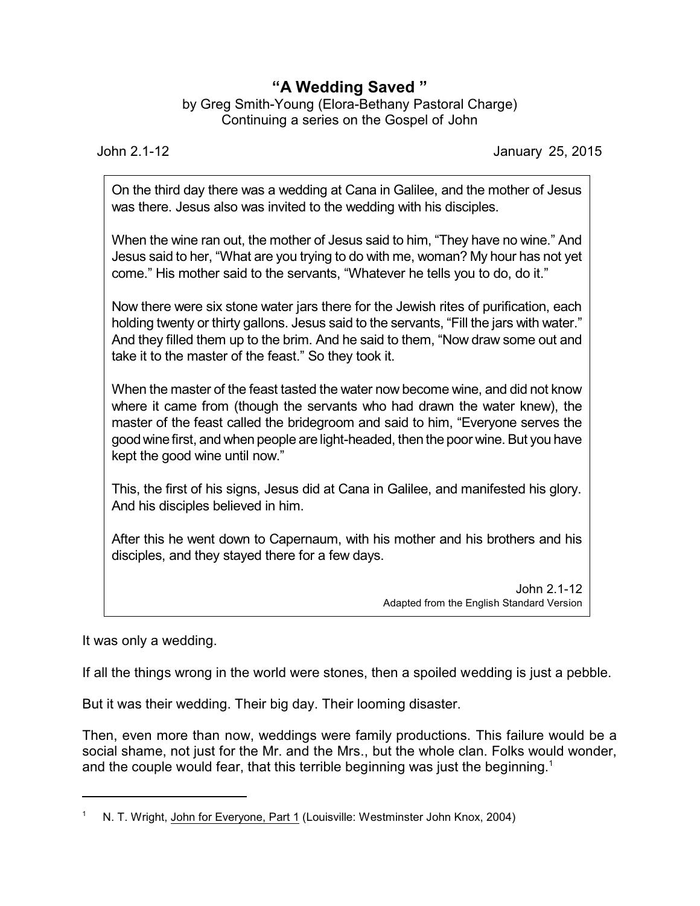# "A Wedding Saved "

by Greg Smith-Young (Elora-Bethany Pastoral Charge)
Continuing a series on the Gospel of John

John 2.1-12 January 25, 2015

> On the third day there was a wedding at Cana in Galilee, and the mother of Jesus was there. Jesus also was invited to the wedding with his disciples.
>
> When the wine ran out, the mother of Jesus said to him, "They have no wine." And Jesus said to her, "What are you trying to do with me, woman? My hour has not yet come." His mother said to the servants, "Whatever he tells you to do, do it."
>
> Now there were six stone water jars there for the Jewish rites of purification, each holding twenty or thirty gallons. Jesus said to the servants, "Fill the jars with water." And they filled them up to the brim. And he said to them, "Now draw some out and take it to the master of the feast." So they took it.
>
> When the master of the feast tasted the water now become wine, and did not know where it came from (though the servants who had drawn the water knew), the master of the feast called the bridegroom and said to him, "Everyone serves the good wine first, and when people are light-headed, then the poor wine. But you have kept the good wine until now."
>
> This, the first of his signs, Jesus did at Cana in Galilee, and manifested his glory. And his disciples believed in him.
>
> After this he went down to Capernaum, with his mother and his brothers and his disciples, and they stayed there for a few days.
>
> John 2.1-12
> Adapted from the English Standard Version

It was only a wedding.

If all the things wrong in the world were stones, then a spoiled wedding is just a pebble.

But it was their wedding. Their big day. Their looming disaster.

Then, even more than now, weddings were family productions. This failure would be a social shame, not just for the Mr. and the Mrs., but the whole clan. Folks would wonder, and the couple would fear, that this terrible beginning was just the beginning.[1]

---

[1] N. T. Wright, John for Everyone, Part 1 (Louisville: Westminster John Knox, 2004)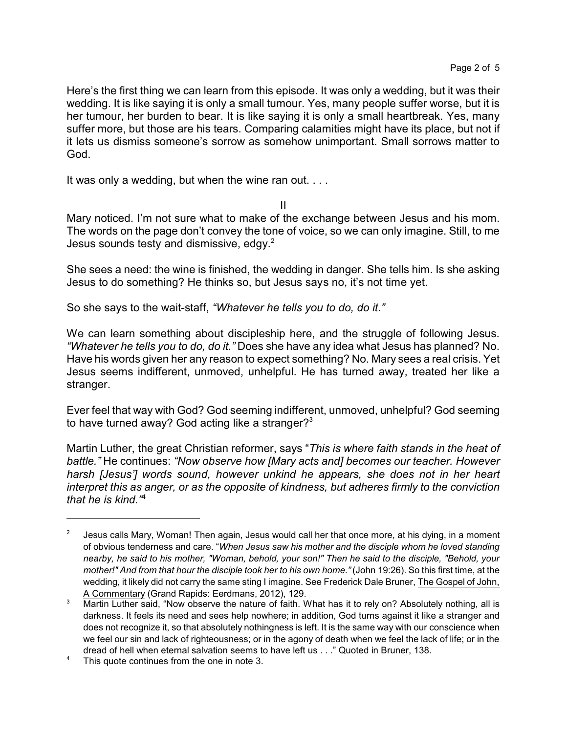Here's the first thing we can learn from this episode. It was only a wedding, but it was their wedding. It is like saying it is only a small tumour. Yes, many people suffer worse, but it is her tumour, her burden to bear. It is like saying it is only a small heartbreak. Yes, many suffer more, but those are his tears. Comparing calamities might have its place, but not if it lets us dismiss someone's sorrow as somehow unimportant. Small sorrows matter to God.

It was only a wedding, but when the wine ran out. . . .

## II

Mary noticed. I'm not sure what to make of the exchange between Jesus and his mom. The words on the page don't convey the tone of voice, so we can only imagine. Still, to me Jesus sounds testy and dismissive, edgy.[2]

She sees a need: the wine is finished, the wedding in danger. She tells him. Is she asking Jesus to do something? He thinks so, but Jesus says no, it's not time yet.

So she says to the wait-staff, *"Whatever he tells you to do, do it."*

We can learn something about discipleship here, and the struggle of following Jesus. *"Whatever he tells you to do, do it."* Does she have any idea what Jesus has planned? No. Have his words given her any reason to expect something? No. Mary sees a real crisis. Yet Jesus seems indifferent, unmoved, unhelpful. He has turned away, treated her like a stranger.

Ever feel that way with God? God seeming indifferent, unmoved, unhelpful? God seeming to have turned away? God acting like a stranger?[3]

Martin Luther, the great Christian reformer, says "*This is where faith stands in the heat of battle.*" He continues: *"Now observe how [Mary acts and] becomes our teacher. However harsh [Jesus'] words sound, however unkind he appears, she does not in her heart interpret this as anger, or as the opposite of kindness, but adheres firmly to the conviction that he is kind."*[4]

---

[2] Jesus calls Mary, Woman! Then again, Jesus would call her that once more, at his dying, in a moment of obvious tenderness and care. "*When Jesus saw his mother and the disciple whom he loved standing nearby, he said to his mother, "Woman, behold, your son!" Then he said to the disciple, "Behold, your mother!" And from that hour the disciple took her to his own home."* (John 19:26). So this first time, at the wedding, it likely did not carry the same sting I imagine. See Frederick Dale Bruner, The Gospel of John, A Commentary (Grand Rapids: Eerdmans, 2012), 129.

[3] Martin Luther said, "Now observe the nature of faith. What has it to rely on? Absolutely nothing, all is darkness. It feels its need and sees help nowhere; in addition, God turns against it like a stranger and does not recognize it, so that absolutely nothingness is left. It is the same way with our conscience when we feel our sin and lack of righteousness; or in the agony of death when we feel the lack of life; or in the dread of hell when eternal salvation seems to have left us . . ." Quoted in Bruner, 138.

[4] This quote continues from the one in note 3.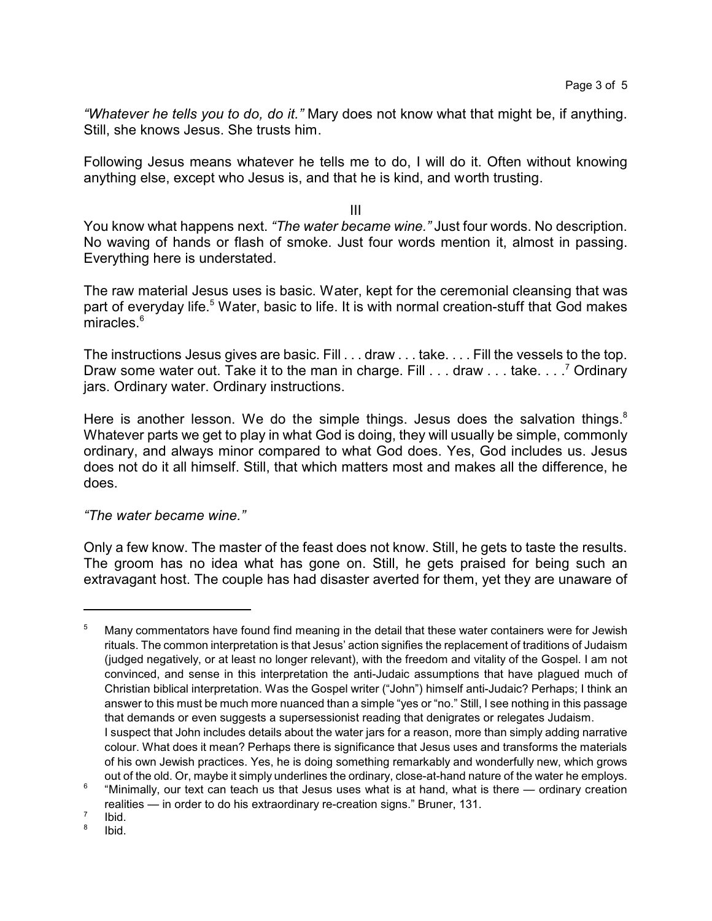*"Whatever he tells you to do, do it."* Mary does not know what that might be, if anything. Still, she knows Jesus. She trusts him.

Following Jesus means whatever he tells me to do, I will do it. Often without knowing anything else, except who Jesus is, and that he is kind, and worth trusting.

III

You know what happens next. *"The water became wine."* Just four words. No description. No waving of hands or flash of smoke. Just four words mention it, almost in passing. Everything here is understated.

The raw material Jesus uses is basic. Water, kept for the ceremonial cleansing that was part of everyday life.[5] Water, basic to life. It is with normal creation-stuff that God makes miracles.[6]

The instructions Jesus gives are basic. Fill . . . draw . . . take. . . . Fill the vessels to the top. Draw some water out. Take it to the man in charge. Fill . . . draw . . . take. . . .[7] Ordinary jars. Ordinary water. Ordinary instructions.

Here is another lesson. We do the simple things. Jesus does the salvation things.[8] Whatever parts we get to play in what God is doing, they will usually be simple, commonly ordinary, and always minor compared to what God does. Yes, God includes us. Jesus does not do it all himself. Still, that which matters most and makes all the difference, he does.

*"The water became wine."*

Only a few know. The master of the feast does not know. Still, he gets to taste the results. The groom has no idea what has gone on. Still, he gets praised for being such an extravagant host. The couple has had disaster averted for them, yet they are unaware of

---

[5] Many commentators have found find meaning in the detail that these water containers were for Jewish rituals. The common interpretation is that Jesus' action signifies the replacement of traditions of Judaism (judged negatively, or at least no longer relevant), with the freedom and vitality of the Gospel. I am not convinced, and sense in this interpretation the anti-Judaic assumptions that have plagued much of Christian biblical interpretation. Was the Gospel writer ("John") himself anti-Judaic? Perhaps; I think an answer to this must be much more nuanced than a simple "yes or "no." Still, I see nothing in this passage that demands or even suggests a supersessionist reading that denigrates or relegates Judaism.
I suspect that John includes details about the water jars for a reason, more than simply adding narrative colour. What does it mean? Perhaps there is significance that Jesus uses and transforms the materials of his own Jewish practices. Yes, he is doing something remarkably and wonderfully new, which grows out of the old. Or, maybe it simply underlines the ordinary, close-at-hand nature of the water he employs.

[6] "Minimally, our text can teach us that Jesus uses what is at hand, what is there — ordinary creation realities — in order to do his extraordinary re-creation signs." Bruner, 131.

[7] Ibid.

[8] Ibid.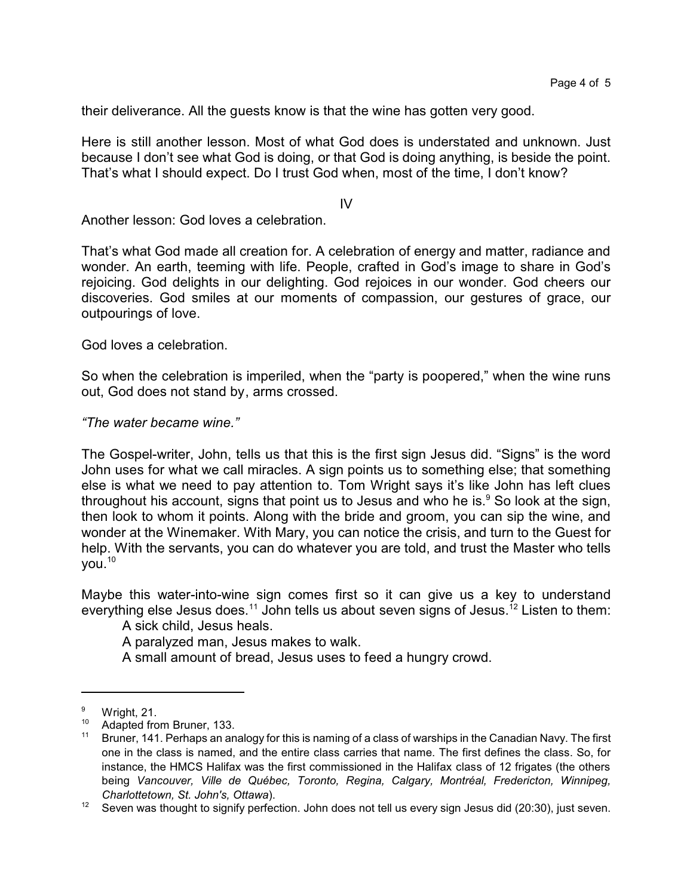their deliverance. All the guests know is that the wine has gotten very good.

Here is still another lesson. Most of what God does is understated and unknown. Just because I don't see what God is doing, or that God is doing anything, is beside the point. That's what I should expect. Do I trust God when, most of the time, I don't know?

IV

Another lesson: God loves a celebration.

That's what God made all creation for. A celebration of energy and matter, radiance and wonder. An earth, teeming with life. People, crafted in God's image to share in God's rejoicing. God delights in our delighting. God rejoices in our wonder. God cheers our discoveries. God smiles at our moments of compassion, our gestures of grace, our outpourings of love.

God loves a celebration.

So when the celebration is imperiled, when the "party is poopered," when the wine runs out, God does not stand by, arms crossed.

*"The water became wine."*

The Gospel-writer, John, tells us that this is the first sign Jesus did. "Signs" is the word John uses for what we call miracles. A sign points us to something else; that something else is what we need to pay attention to. Tom Wright says it's like John has left clues throughout his account, signs that point us to Jesus and who he is.[9] So look at the sign, then look to whom it points. Along with the bride and groom, you can sip the wine, and wonder at the Winemaker. With Mary, you can notice the crisis, and turn to the Guest for help. With the servants, you can do whatever you are told, and trust the Master who tells you.[10]

Maybe this water-into-wine sign comes first so it can give us a key to understand everything else Jesus does.[11] John tells us about seven signs of Jesus.[12] Listen to them:

A sick child, Jesus heals.
A paralyzed man, Jesus makes to walk.
A small amount of bread, Jesus uses to feed a hungry crowd.

---

[9] Wright, 21.

[10] Adapted from Bruner, 133.

[11] Bruner, 141. Perhaps an analogy for this is naming of a class of warships in the Canadian Navy. The first one in the class is named, and the entire class carries that name. The first defines the class. So, for instance, the HMCS Halifax was the first commissioned in the Halifax class of 12 frigates (the others being *Vancouver, Ville de Québec, Toronto, Regina, Calgary, Montréal, Fredericton, Winnipeg, Charlottetown, St. John's, Ottawa*).

[12] Seven was thought to signify perfection. John does not tell us every sign Jesus did (20:30), just seven.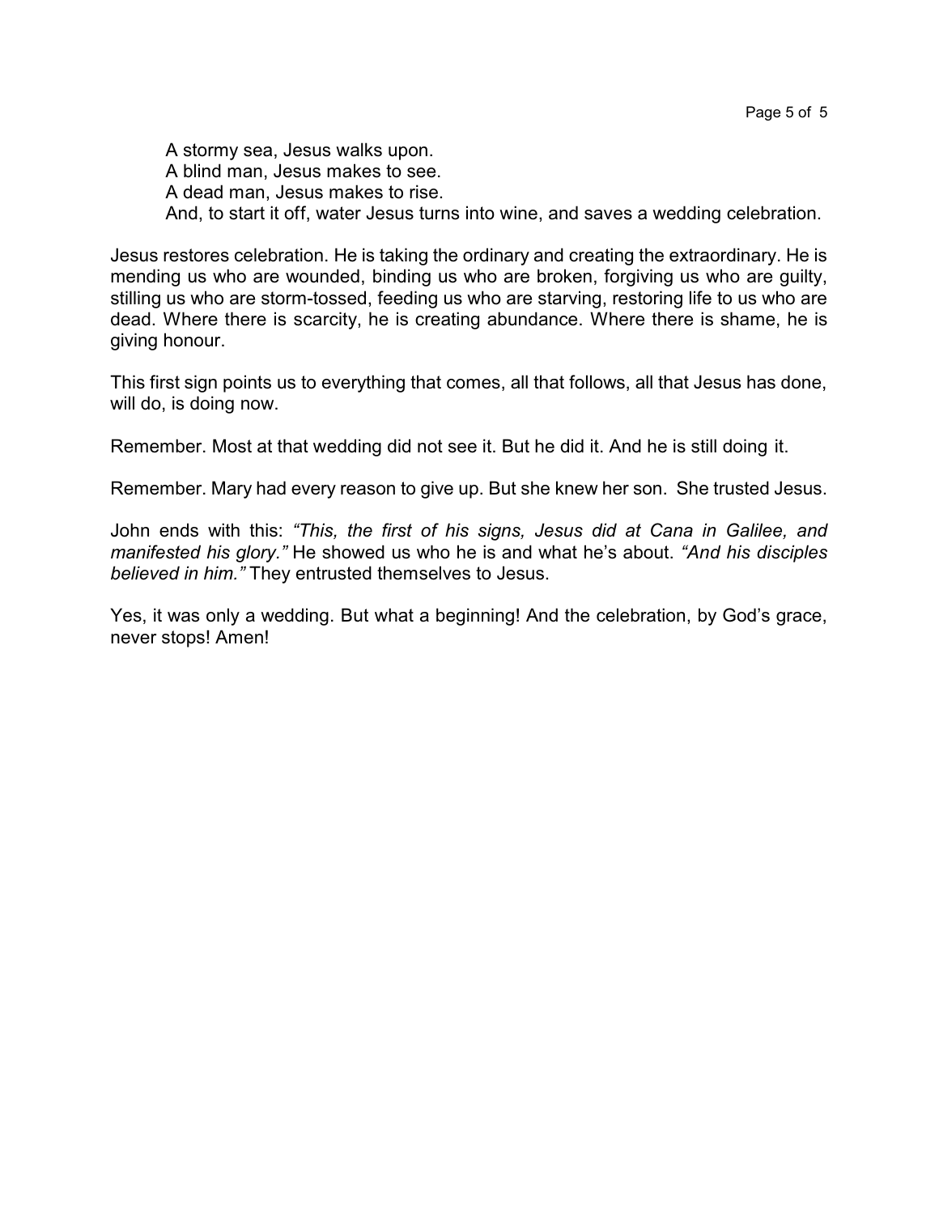A stormy sea, Jesus walks upon.  
A blind man, Jesus makes to see.  
A dead man, Jesus makes to rise.  
And, to start it off, water Jesus turns into wine, and saves a wedding celebration.

Jesus restores celebration. He is taking the ordinary and creating the extraordinary. He is mending us who are wounded, binding us who are broken, forgiving us who are guilty, stilling us who are storm-tossed, feeding us who are starving, restoring life to us who are dead. Where there is scarcity, he is creating abundance. Where there is shame, he is giving honour.

This first sign points us to everything that comes, all that follows, all that Jesus has done, will do, is doing now.

Remember. Most at that wedding did not see it. But he did it. And he is still doing it.

Remember. Mary had every reason to give up. But she knew her son. She trusted Jesus.

John ends with this: *"This, the first of his signs, Jesus did at Cana in Galilee, and manifested his glory."* He showed us who he is and what he's about. *"And his disciples believed in him."* They entrusted themselves to Jesus.

Yes, it was only a wedding. But what a beginning! And the celebration, by God's grace, never stops! Amen!